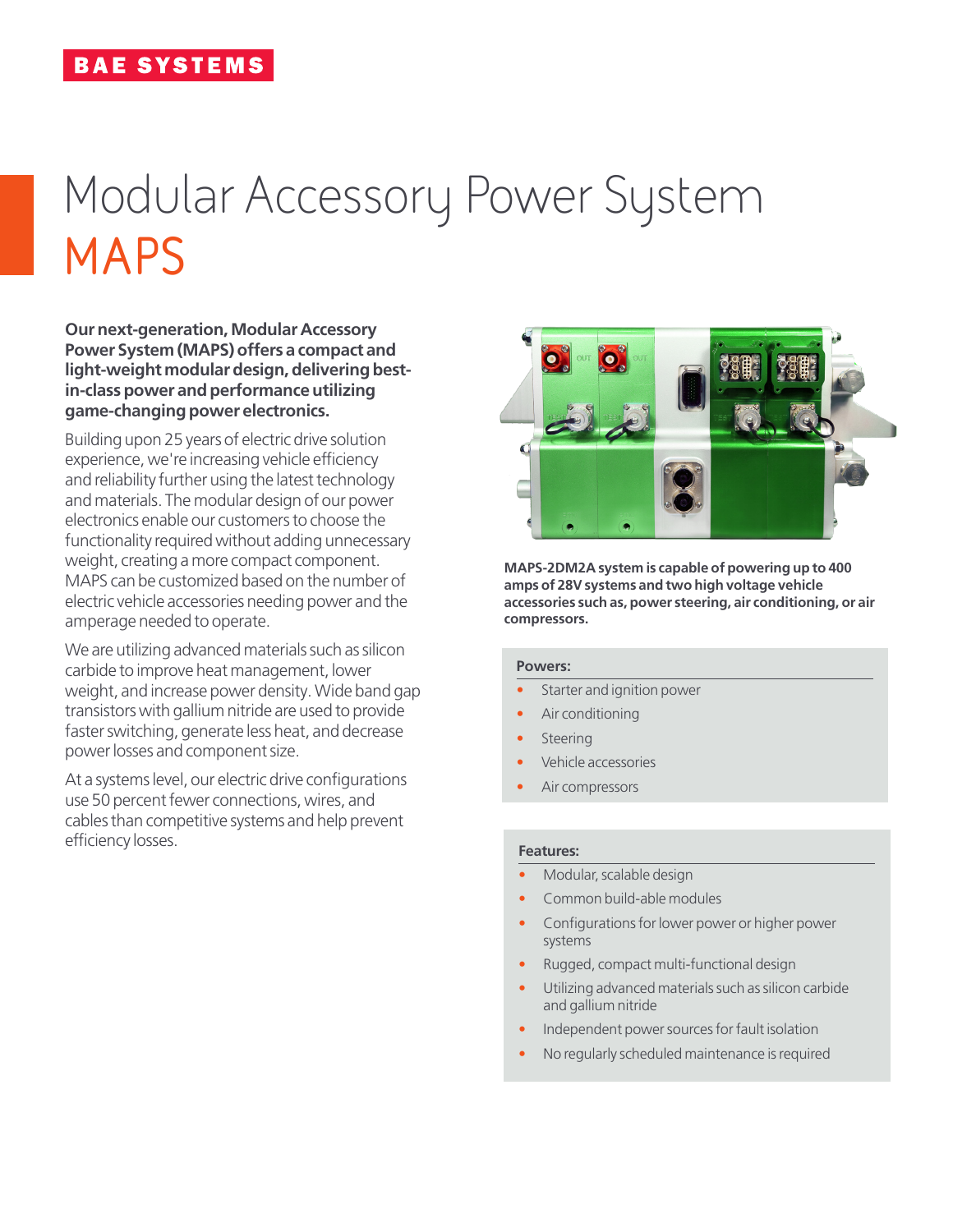BAE SYSTEMS

# Modular Accessory Power System
# MAPS

**Our next-generation, Modular Accessory Power System (MAPS) offers a compact and light-weight modular design, delivering best-in-class power and performance utilizing game-changing power electronics.**

Building upon 25 years of electric drive solution experience, we're increasing vehicle efficiency and reliability further using the latest technology and materials. The modular design of our power electronics enable our customers to choose the functionality required without adding unnecessary weight, creating a more compact component. MAPS can be customized based on the number of electric vehicle accessories needing power and the amperage needed to operate.

We are utilizing advanced materials such as silicon carbide to improve heat management, lower weight, and increase power density. Wide band gap transistors with gallium nitride are used to provide faster switching, generate less heat, and decrease power losses and component size.

At a systems level, our electric drive configurations use 50 percent fewer connections, wires, and cables than competitive systems and help prevent efficiency losses.

**MAPS-2DM2A system is capable of powering up to 400 amps of 28V systems and two high voltage vehicle accessories such as, power steering, air conditioning, or air compressors.**

**Powers:**

- Starter and ignition power
- Air conditioning
- Steering
- Vehicle accessories
- Air compressors

**Features:**

- Modular, scalable design
- Common build-able modules
- Configurations for lower power or higher power systems
- Rugged, compact multi-functional design
- Utilizing advanced materials such as silicon carbide and gallium nitride
- Independent power sources for fault isolation
- No regularly scheduled maintenance is required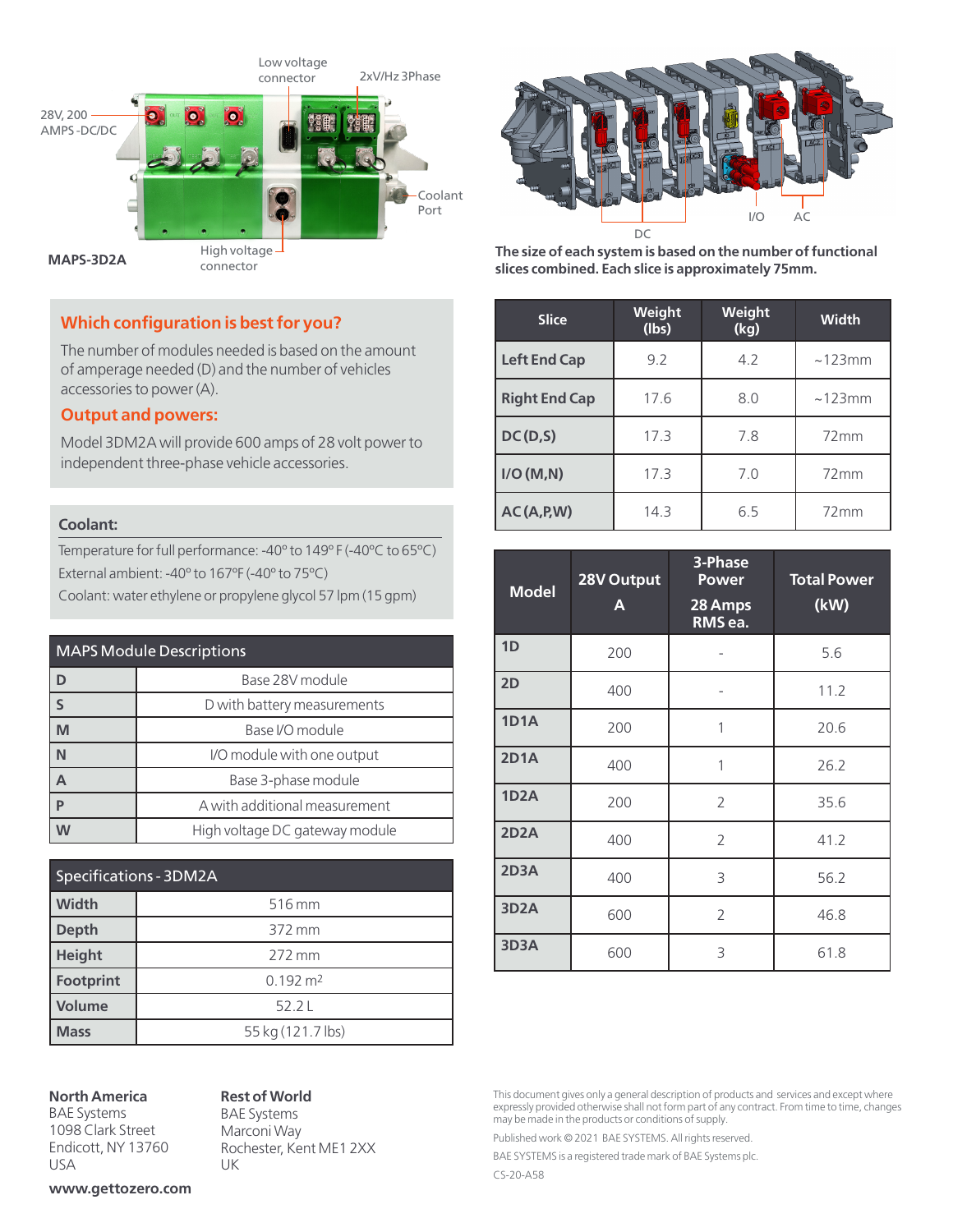Low voltage connector

2xV/Hz 3Phase

28V, 200 AMPS -DC/DC

Coolant Port

High voltage connector

**MAPS-3D2A**

DC

I/O

AC

**The size of each system is based on the number of functional slices combined. Each slice is approximately 75mm.**

## Which configuration is best for you?

The number of modules needed is based on the amount of amperage needed (D) and the number of vehicles accessories to power (A).

## Output and powers:

Model 3DM2A will provide 600 amps of 28 volt power to independent three-phase vehicle accessories.

### Coolant:

Temperature for full performance: -40° to 149° F (-40°C to 65°C)
External ambient: -40° to 167°F (-40° to 75°C)
Coolant: water ethylene or propylene glycol 57 lpm (15 gpm)

| MAPS Module Descriptions | |
|---|---|
| **D** | Base 28V module |
| **S** | D with battery measurements |
| **M** | Base I/O module |
| **N** | I/O module with one output |
| **A** | Base 3-phase module |
| **P** | A with additional measurement |
| **W** | High voltage DC gateway module |

| Specifications - 3DM2A | |
|---|---|
| **Width** | 516 mm |
| **Depth** | 372 mm |
| **Height** | 272 mm |
| **Footprint** | 0.192 m² |
| **Volume** | 52.2 L |
| **Mass** | 55 kg (121.7 lbs) |

| Slice | Weight (lbs) | Weight (kg) | Width |
|---|---|---|---|
| **Left End Cap** | 9.2 | 4.2 | ~123mm |
| **Right End Cap** | 17.6 | 8.0 | ~123mm |
| **DC (D,S)** | 17.3 | 7.8 | 72mm |
| **I/O (M,N)** | 17.3 | 7.0 | 72mm |
| **AC (A,P,W)** | 14.3 | 6.5 | 72mm |

| Model | 28V Output A | 3-Phase Power 28 Amps RMS ea. | Total Power (kW) |
|---|---|---|---|
| **1D** | 200 | - | 5.6 |
| **2D** | 400 | - | 11.2 |
| **1D1A** | 200 | 1 | 20.6 |
| **2D1A** | 400 | 1 | 26.2 |
| **1D2A** | 200 | 2 | 35.6 |
| **2D2A** | 400 | 2 | 41.2 |
| **2D3A** | 400 | 3 | 56.2 |
| **3D2A** | 600 | 2 | 46.8 |
| **3D3A** | 600 | 3 | 61.8 |

**North America**
BAE Systems
1098 Clark Street
Endicott, NY 13760
USA

**Rest of World**
BAE Systems
Marconi Way
Rochester, Kent ME1 2XX
UK

**www.gettozero.com**

This document gives only a general description of products and services and except where expressly provided otherwise shall not form part of any contract. From time to time, changes may be made in the products or conditions of supply.

Published work © 2021 BAE SYSTEMS. All rights reserved.

BAE SYSTEMS is a registered trade mark of BAE Systems plc.

CS-20-A58